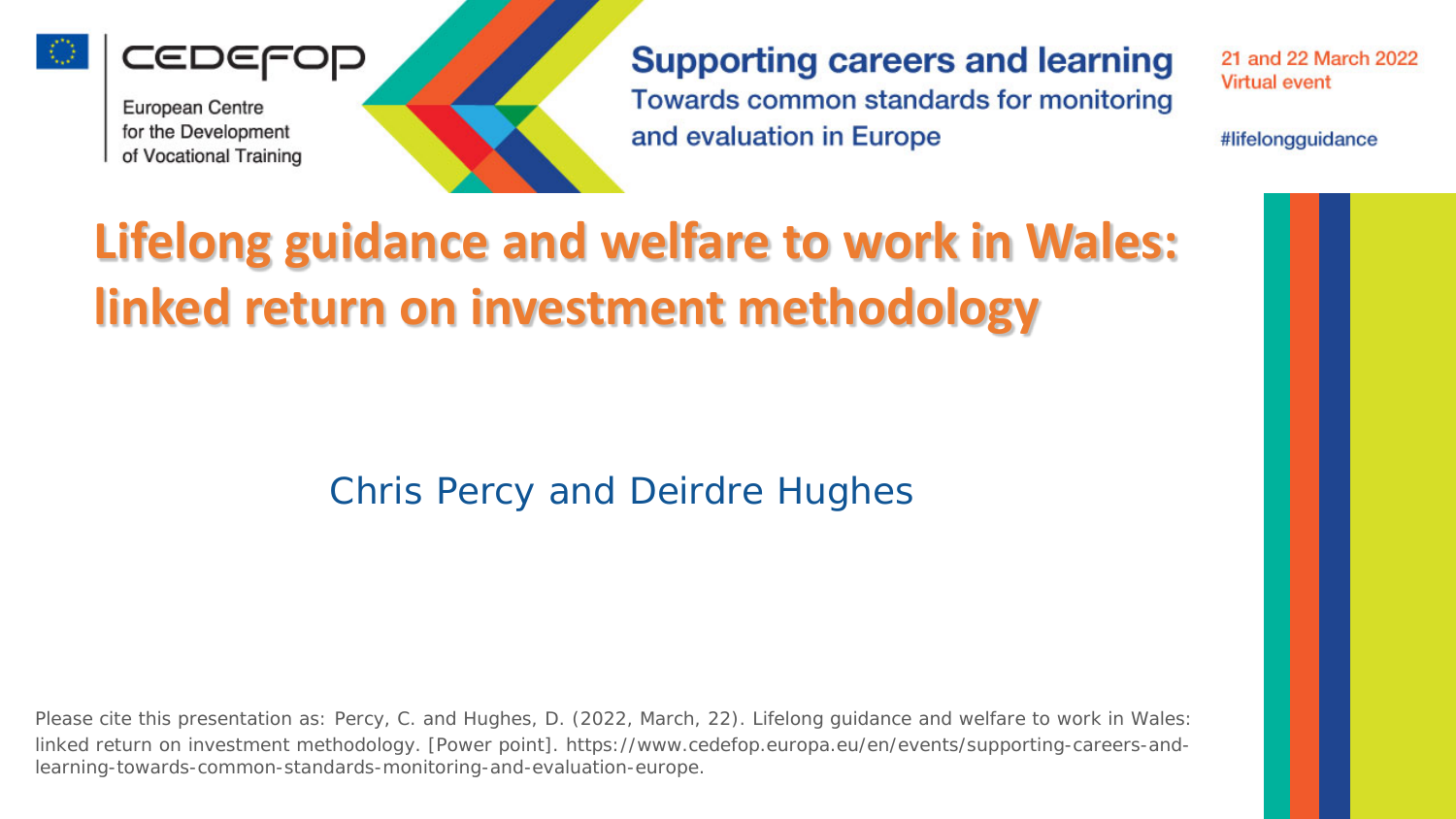CEDEFOP

European Centre for the Development of Vocational Training

**Supporting careers and learning**

Towards common standards for monitoring and evaluation in Europe

21 and 22 March 2022
Virtual event

#lifelongguidance

# Lifelong guidance and welfare to work in Wales: linked return on investment methodology

Chris Percy and Deirdre Hughes

Please cite this presentation as: Percy, C. and Hughes, D. (2022, March, 22). Lifelong guidance and welfare to work in Wales: linked return on investment methodology. [Power point]. https://www.cedefop.europa.eu/en/events/supporting-careers-and-learning-towards-common-standards-monitoring-and-evaluation-europe.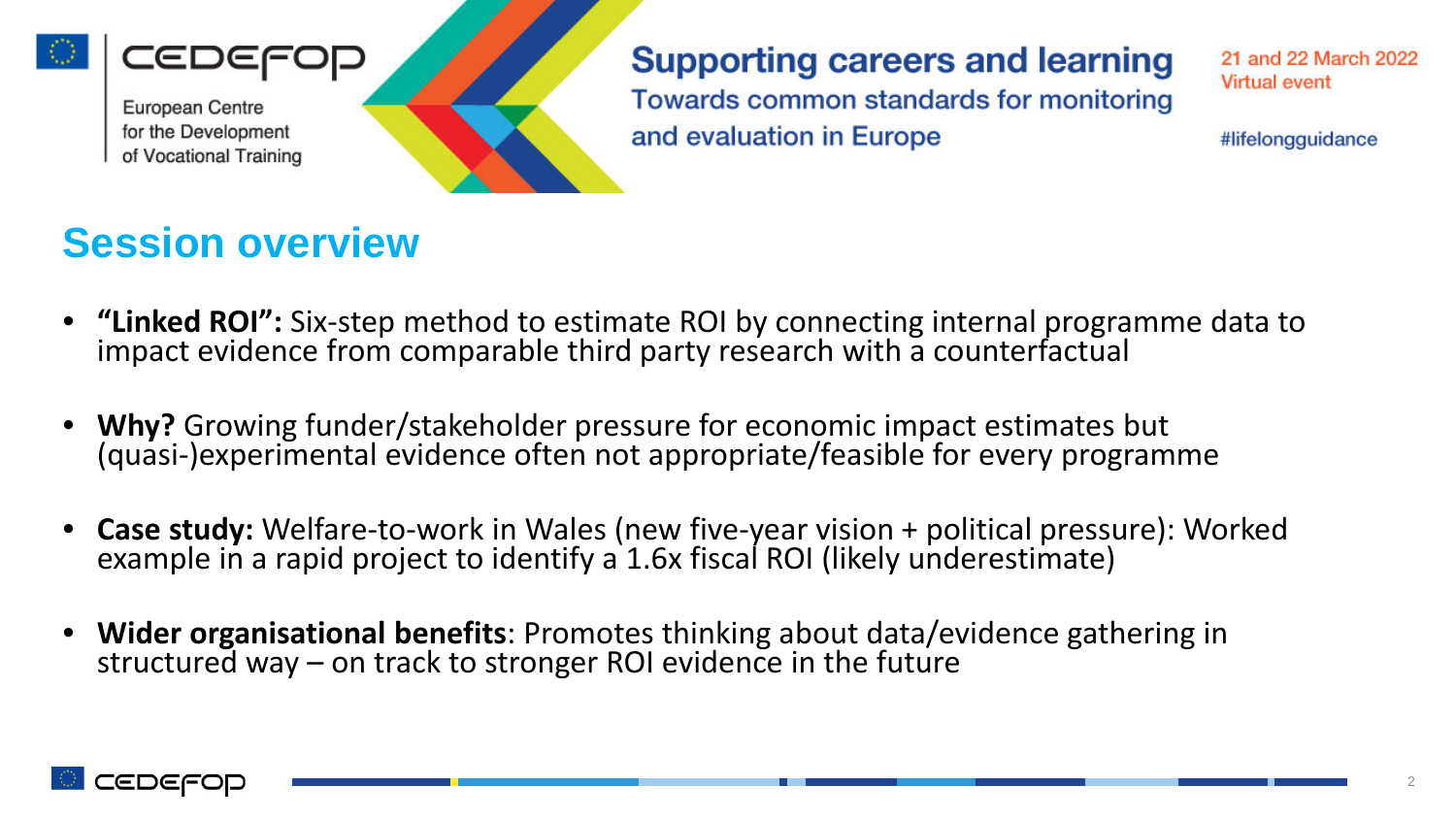## Session overview

- **“Linked ROI”:** Six-step method to estimate ROI by connecting internal programme data to impact evidence from comparable third party research with a counterfactual
- **Why?** Growing funder/stakeholder pressure for economic impact estimates but (quasi-)experimental evidence often not appropriate/feasible for every programme
- **Case study:** Welfare-to-work in Wales (new five-year vision + political pressure): Worked example in a rapid project to identify a 1.6x fiscal ROI (likely underestimate)
- **Wider organisational benefits**: Promotes thinking about data/evidence gathering in structured way – on track to stronger ROI evidence in the future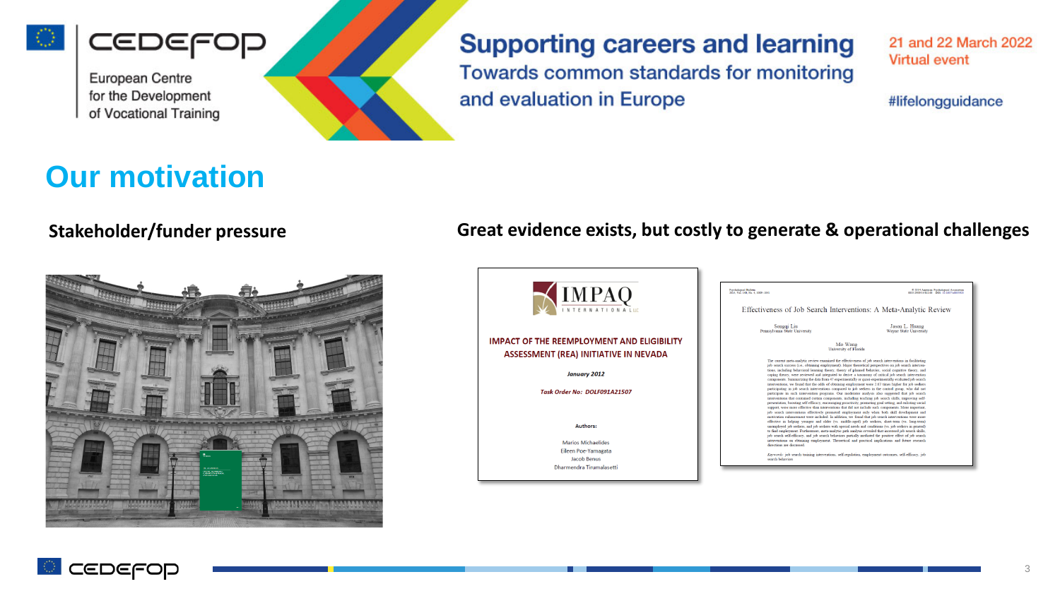# Our motivation

**Stakeholder/funder pressure**

**Great evidence exists, but costly to generate & operational challenges**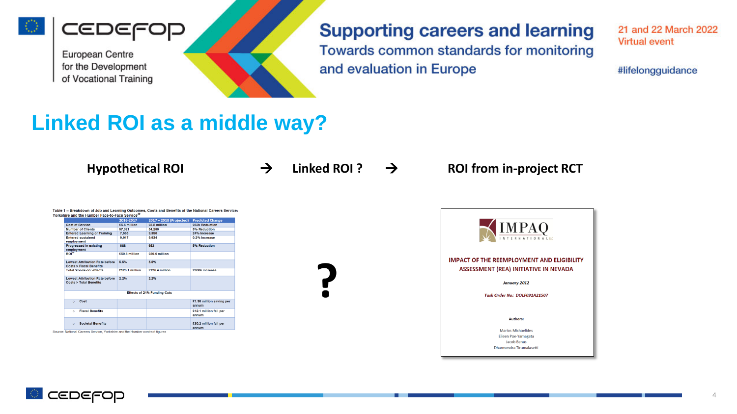# Linked ROI as a middle way?

**Hypothetical ROI** → **Linked ROI ?** → **ROI from in-project RCT**

Table 1 – Breakdown of Job and Learning Outcomes, Costs and Benefits of the National Careers Service: Yorkshire and the Humber Face-to-Face Service[39]

| | 2016-2017 | 2017 – 2018 (Projected) | Predicted Change |
|---|---|---|---|
| Cost of Service | £5.6 million | £5.6 million | £62k Reduction |
| Number of Clients | 57,321 | 54,280 | 5% Reduction |
| Entered Learning or Training | 7,566 | 9,360 | 24% Increase |
| Entered sustained employment | 9,917 | 9,934 | 0.2% Increase |
| Progressed in existing employment | 688 | 652 | 5% Reduction |
| ROI[40] | £50.6 million | £50.6 million | |
| Lowest Attribution Rate before Costs > Fiscal Benefits | 5.5% | 5.5% | |
| Total 'knock-on' effects | £126.1 million | £126.4 million | £300k increase |
| Lowest Attribution Rate before Costs > Total Benefits | 2.2% | 2.2% | |
| Effects of 24% Funding Cuts | | | |
| ○ Cost | | | £1.38 million saving per annum |
| ○ Fiscal Benefits | | | £12.1 million fall per annum |
| ○ Societal Benefits | | | £30.2 million fall per annum |

Source: National Careers Service, Yorkshire and the Humber contract figures

?

IMPAQ INTERNATIONAL LLC

IMPACT OF THE REEMPLOYMENT AND ELIGIBILITY ASSESSMENT (REA) INITIATIVE IN NEVADA

*January 2012*

*Task Order No: DOLF091A21507*

Authors:

Marios Michaelides
Eileen Poe-Yamagata
Jacob Benus
Dharmendra Tirumalasetti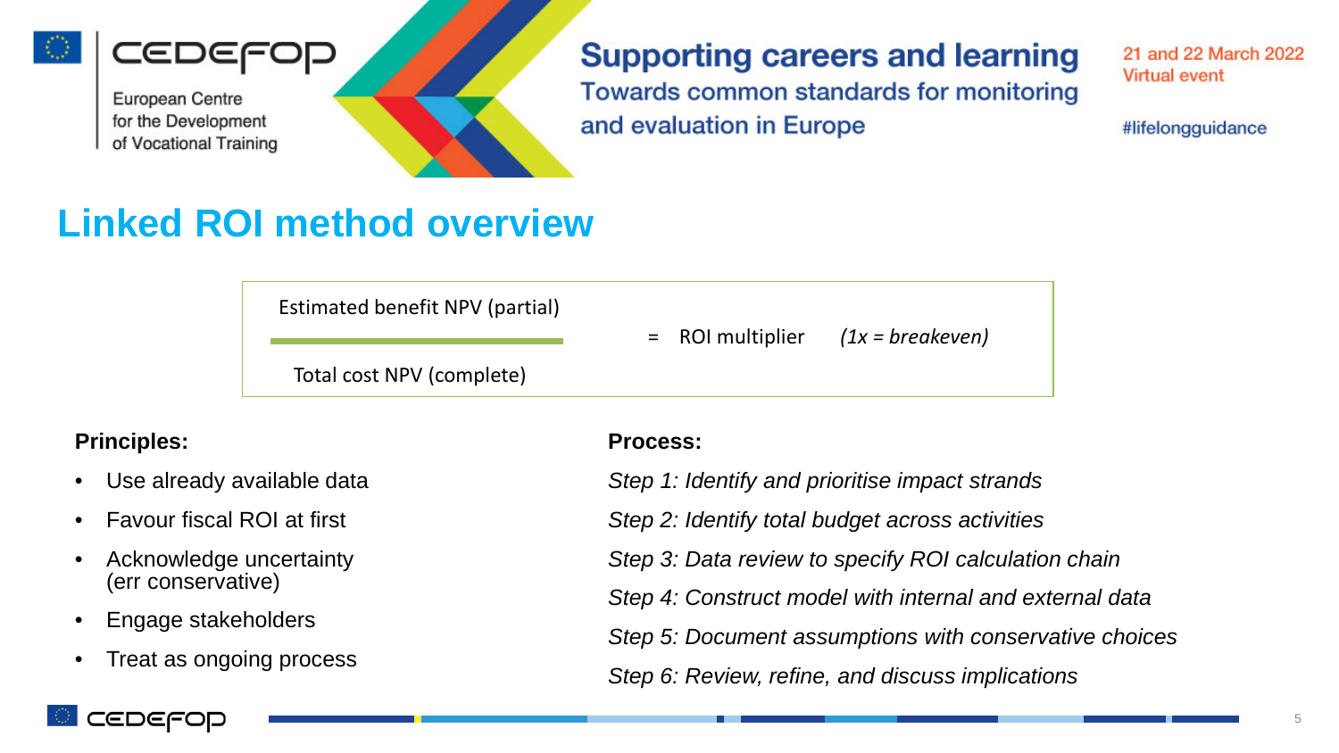# Linked ROI method overview

$$\frac{\text{Estimated benefit NPV (partial)}}{\text{Total cost NPV (complete)}} = \text{ROI multiplier} \quad \textit{(1x = breakeven)}$$

**Principles:**

- Use already available data
- Favour fiscal ROI at first
- Acknowledge uncertainty (err conservative)
- Engage stakeholders
- Treat as ongoing process

**Process:**

*Step 1: Identify and prioritise impact strands*

*Step 2: Identify total budget across activities*

*Step 3: Data review to specify ROI calculation chain*

*Step 4: Construct model with internal and external data*

*Step 5: Document assumptions with conservative choices*

*Step 6: Review, refine, and discuss implications*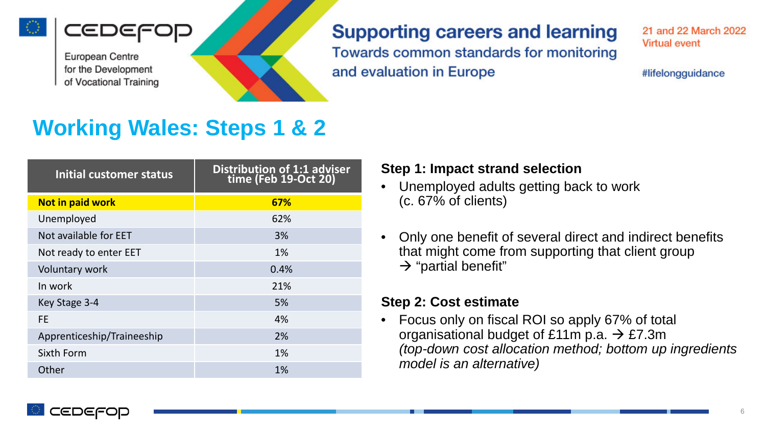# Working Wales: Steps 1 & 2

| Initial customer status | Distribution of 1:1 adviser time (Feb 19-Oct 20) |
|---|---|
| **Not in paid work** | **67%** |
| Unemployed | 62% |
| Not available for EET | 3% |
| Not ready to enter EET | 1% |
| Voluntary work | 0.4% |
| In work | 21% |
| Key Stage 3-4 | 5% |
| FE | 4% |
| Apprenticeship/Traineeship | 2% |
| Sixth Form | 1% |
| Other | 1% |

**Step 1: Impact strand selection**

- Unemployed adults getting back to work (c. 67% of clients)
- Only one benefit of several direct and indirect benefits that might come from supporting that client group → "partial benefit"

**Step 2: Cost estimate**

- Focus only on fiscal ROI so apply 67% of total organisational budget of £11m p.a. → £7.3m *(top-down cost allocation method; bottom up ingredients model is an alternative)*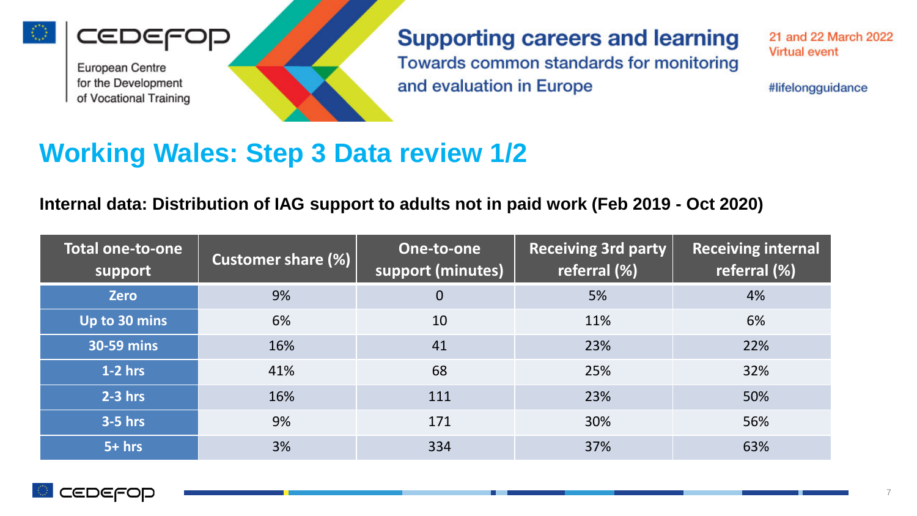# Working Wales: Step 3 Data review 1/2

**Internal data: Distribution of IAG support to adults not in paid work (Feb 2019 - Oct 2020)**

| Total one-to-one support | Customer share (%) | One-to-one support (minutes) | Receiving 3rd party referral (%) | Receiving internal referral (%) |
|---|---|---|---|---|
| Zero | 9% | 0 | 5% | 4% |
| Up to 30 mins | 6% | 10 | 11% | 6% |
| 30-59 mins | 16% | 41 | 23% | 22% |
| 1-2 hrs | 41% | 68 | 25% | 32% |
| 2-3 hrs | 16% | 111 | 23% | 50% |
| 3-5 hrs | 9% | 171 | 30% | 56% |
| 5+ hrs | 3% | 334 | 37% | 63% |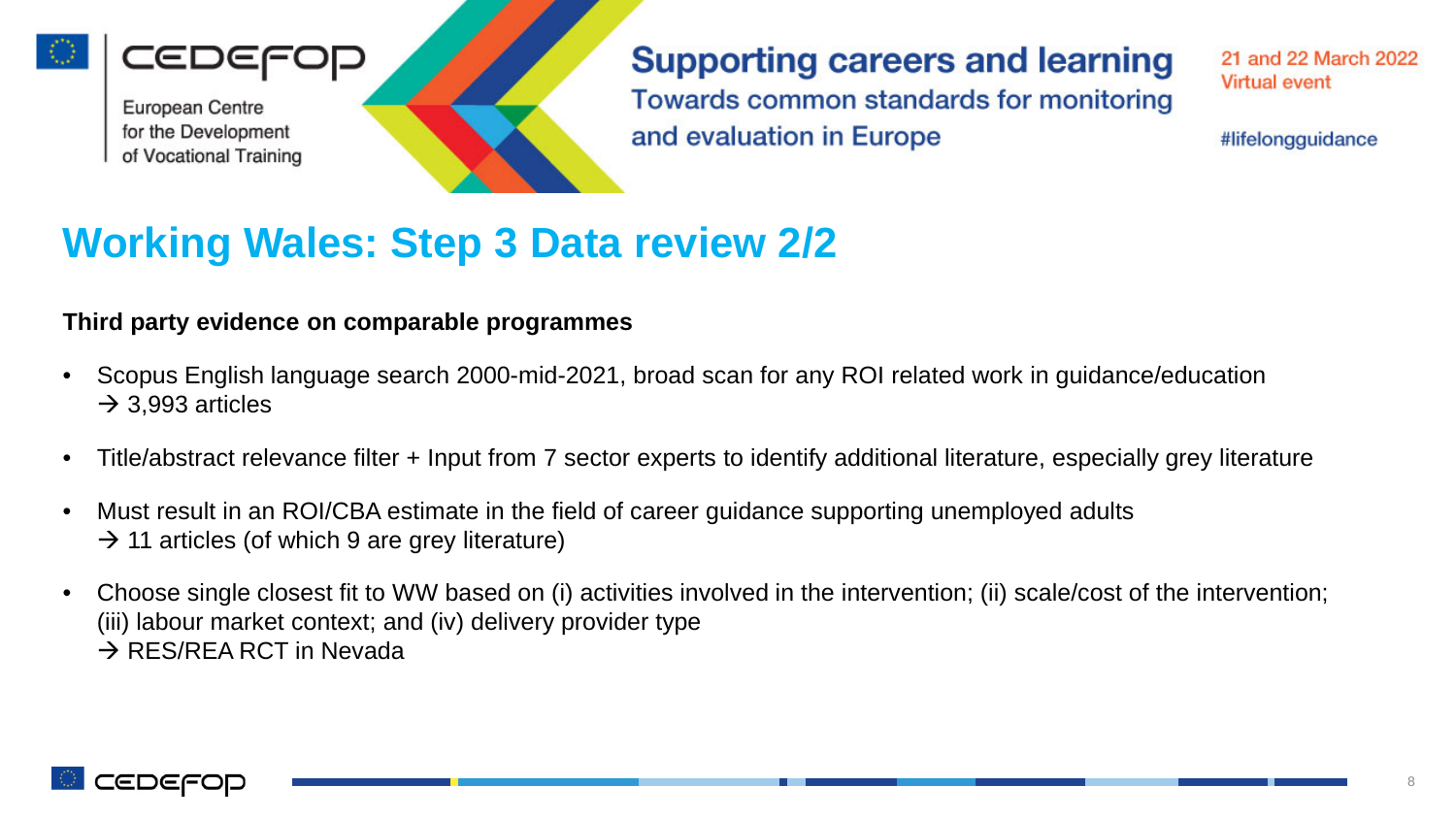# Working Wales: Step 3 Data review 2/2

**Third party evidence on comparable programmes**

- Scopus English language search 2000-mid-2021, broad scan for any ROI related work in guidance/education
  → 3,993 articles
- Title/abstract relevance filter + Input from 7 sector experts to identify additional literature, especially grey literature
- Must result in an ROI/CBA estimate in the field of career guidance supporting unemployed adults
  → 11 articles (of which 9 are grey literature)
- Choose single closest fit to WW based on (i) activities involved in the intervention; (ii) scale/cost of the intervention; (iii) labour market context; and (iv) delivery provider type
  → RES/REA RCT in Nevada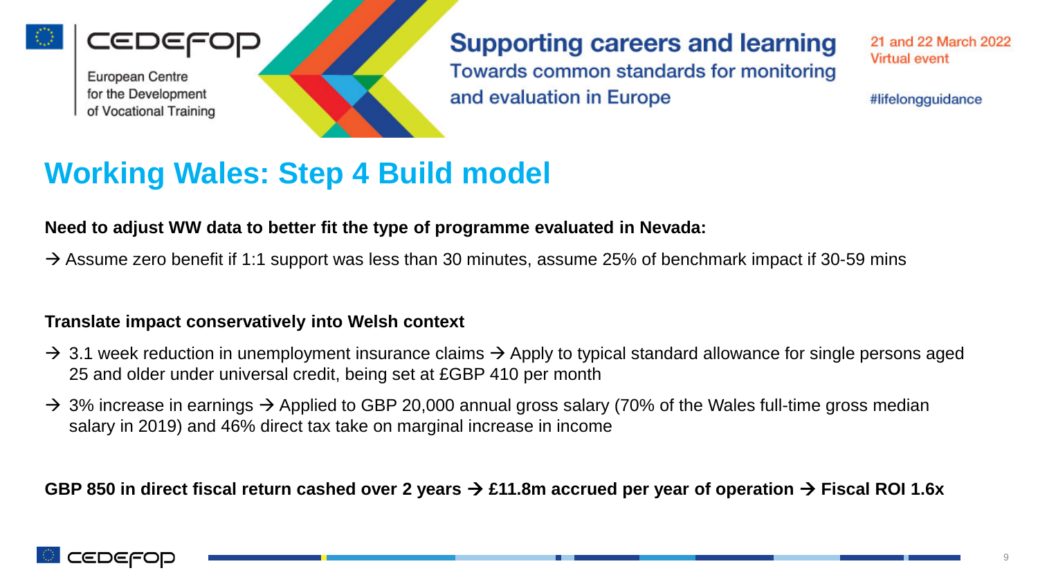# Working Wales: Step 4 Build model

**Need to adjust WW data to better fit the type of programme evaluated in Nevada:**

→ Assume zero benefit if 1:1 support was less than 30 minutes, assume 25% of benchmark impact if 30-59 mins

**Translate impact conservatively into Welsh context**

- → 3.1 week reduction in unemployment insurance claims → Apply to typical standard allowance for single persons aged 25 and older under universal credit, being set at £GBP 410 per month
- → 3% increase in earnings → Applied to GBP 20,000 annual gross salary (70% of the Wales full-time gross median salary in 2019) and 46% direct tax take on marginal increase in income

**GBP 850 in direct fiscal return cashed over 2 years → £11.8m accrued per year of operation → Fiscal ROI 1.6x**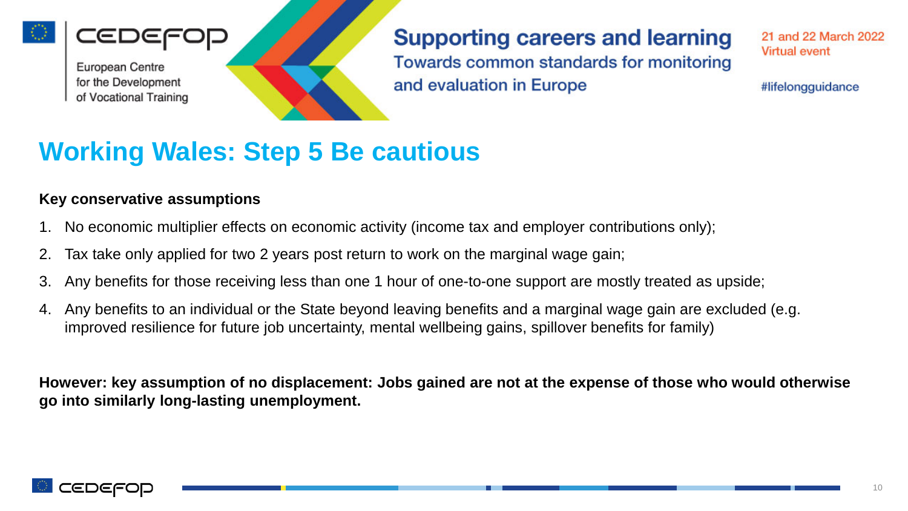# Working Wales: Step 5 Be cautious

**Key conservative assumptions**

1. No economic multiplier effects on economic activity (income tax and employer contributions only);
2. Tax take only applied for two 2 years post return to work on the marginal wage gain;
3. Any benefits for those receiving less than one 1 hour of one-to-one support are mostly treated as upside;
4. Any benefits to an individual or the State beyond leaving benefits and a marginal wage gain are excluded (e.g. improved resilience for future job uncertainty, mental wellbeing gains, spillover benefits for family)

**However: key assumption of no displacement: Jobs gained are not at the expense of those who would otherwise go into similarly long-lasting unemployment.**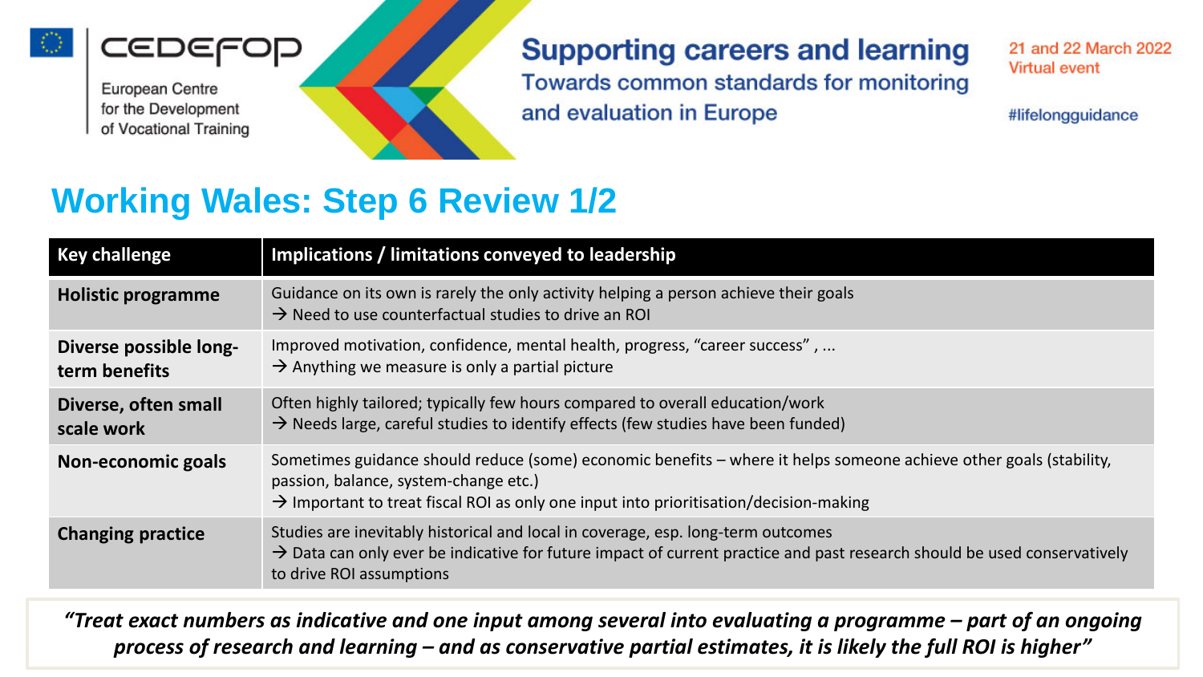## Working Wales: Step 6 Review 1/2

| Key challenge | Implications / limitations conveyed to leadership |
|---|---|
| **Holistic programme** | Guidance on its own is rarely the only activity helping a person achieve their goals<br>→ Need to use counterfactual studies to drive an ROI |
| **Diverse possible long-term benefits** | Improved motivation, confidence, mental health, progress, "career success" , …<br>→ Anything we measure is only a partial picture |
| **Diverse, often small scale work** | Often highly tailored; typically few hours compared to overall education/work<br>→ Needs large, careful studies to identify effects (few studies have been funded) |
| **Non-economic goals** | Sometimes guidance should reduce (some) economic benefits – where it helps someone achieve other goals (stability, passion, balance, system-change etc.)<br>→ Important to treat fiscal ROI as only one input into prioritisation/decision-making |
| **Changing practice** | Studies are inevitably historical and local in coverage, esp. long-term outcomes<br>→ Data can only ever be indicative for future impact of current practice and past research should be used conservatively to drive ROI assumptions |

***"Treat exact numbers as indicative and one input among several into evaluating a programme – part of an ongoing process of research and learning – and as conservative partial estimates, it is likely the full ROI is higher"***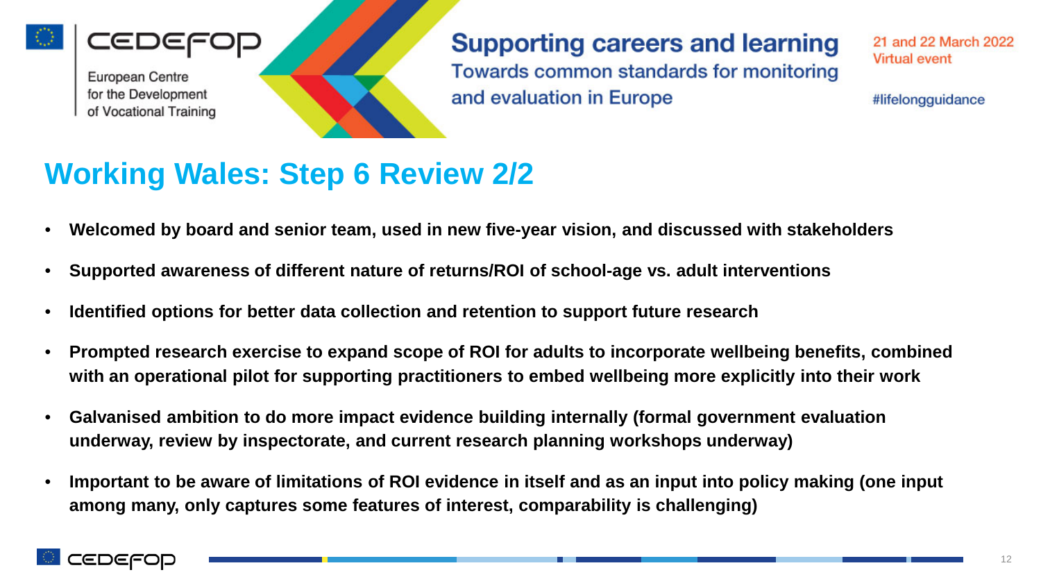## Working Wales: Step 6 Review 2/2

- **Welcomed by board and senior team, used in new five-year vision, and discussed with stakeholders**
- **Supported awareness of different nature of returns/ROI of school-age vs. adult interventions**
- **Identified options for better data collection and retention to support future research**
- **Prompted research exercise to expand scope of ROI for adults to incorporate wellbeing benefits, combined with an operational pilot for supporting practitioners to embed wellbeing more explicitly into their work**
- **Galvanised ambition to do more impact evidence building internally (formal government evaluation underway, review by inspectorate, and current research planning workshops underway)**
- **Important to be aware of limitations of ROI evidence in itself and as an input into policy making (one input among many, only captures some features of interest, comparability is challenging)**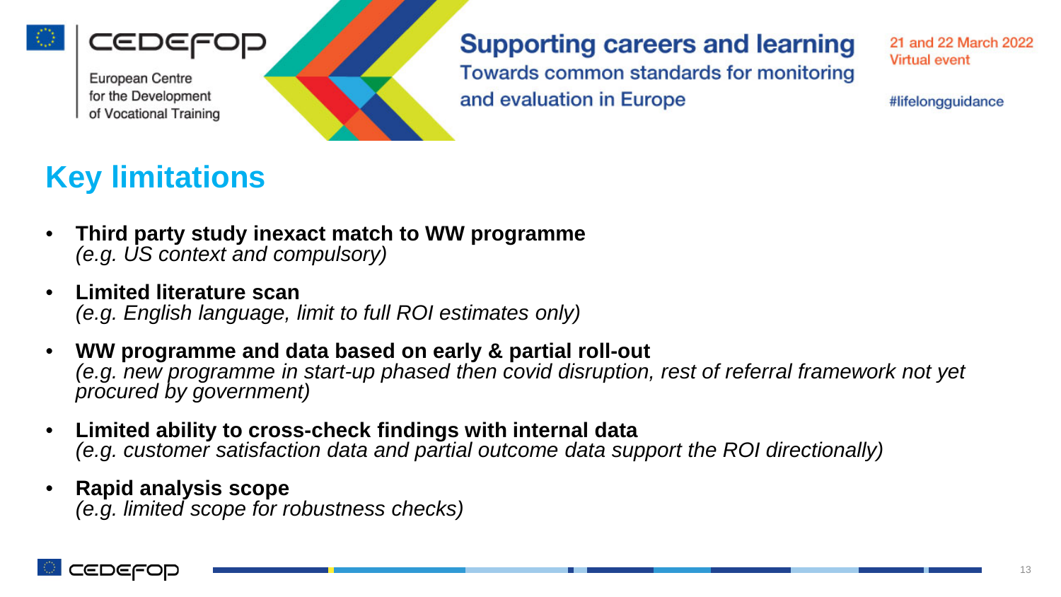## Key limitations

- **Third party study inexact match to WW programme**
  *(e.g. US context and compulsory)*
- **Limited literature scan**
  *(e.g. English language, limit to full ROI estimates only)*
- **WW programme and data based on early & partial roll-out**
  *(e.g. new programme in start-up phased then covid disruption, rest of referral framework not yet procured by government)*
- **Limited ability to cross-check findings with internal data**
  *(e.g. customer satisfaction data and partial outcome data support the ROI directionally)*
- **Rapid analysis scope**
  *(e.g. limited scope for robustness checks)*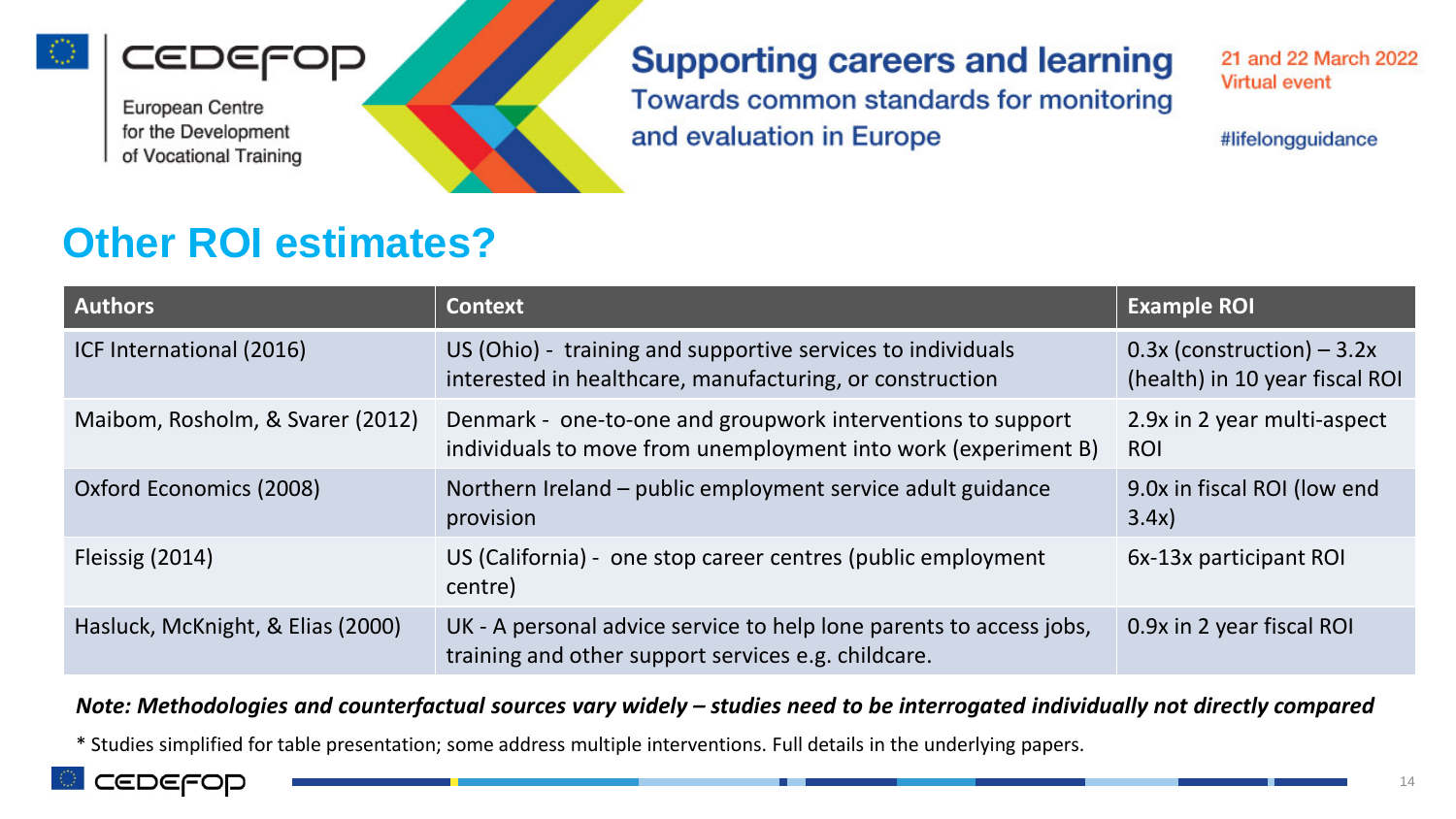# Other ROI estimates?

| Authors | Context | Example ROI |
| --- | --- | --- |
| ICF International (2016) | US (Ohio) - training and supportive services to individuals interested in healthcare, manufacturing, or construction | 0.3x (construction) – 3.2x (health) in 10 year fiscal ROI |
| Maibom, Rosholm, & Svarer (2012) | Denmark - one-to-one and groupwork interventions to support individuals to move from unemployment into work (experiment B) | 2.9x in 2 year multi-aspect ROI |
| Oxford Economics (2008) | Northern Ireland – public employment service adult guidance provision | 9.0x in fiscal ROI (low end 3.4x) |
| Fleissig (2014) | US (California) - one stop career centres (public employment centre) | 6x-13x participant ROI |
| Hasluck, McKnight, & Elias (2000) | UK - A personal advice service to help lone parents to access jobs, training and other support services e.g. childcare. | 0.9x in 2 year fiscal ROI |

***Note: Methodologies and counterfactual sources vary widely – studies need to be interrogated individually not directly compared***

* Studies simplified for table presentation; some address multiple interventions. Full details in the underlying papers.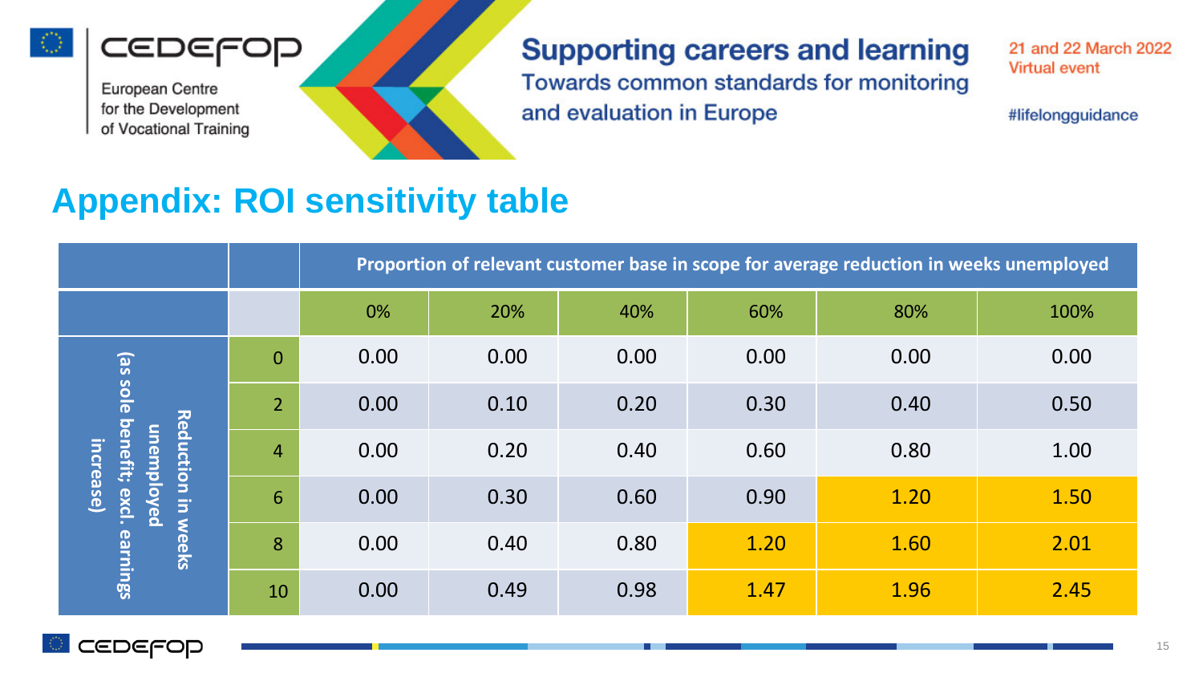## Appendix: ROI sensitivity table

| | | Proportion of relevant customer base in scope for average reduction in weeks unemployed | | | | | |
|---|---|---|---|---|---|---|---|
| | | 0% | 20% | 40% | 60% | 80% | 100% |
| Reduction in weeks unemployed (as sole benefit; excl. earnings increase) | 0 | 0.00 | 0.00 | 0.00 | 0.00 | 0.00 | 0.00 |
| | 2 | 0.00 | 0.10 | 0.20 | 0.30 | 0.40 | 0.50 |
| | 4 | 0.00 | 0.20 | 0.40 | 0.60 | 0.80 | 1.00 |
| | 6 | 0.00 | 0.30 | 0.60 | 0.90 | 1.20 | 1.50 |
| | 8 | 0.00 | 0.40 | 0.80 | 1.20 | 1.60 | 2.01 |
| | 10 | 0.00 | 0.49 | 0.98 | 1.47 | 1.96 | 2.45 |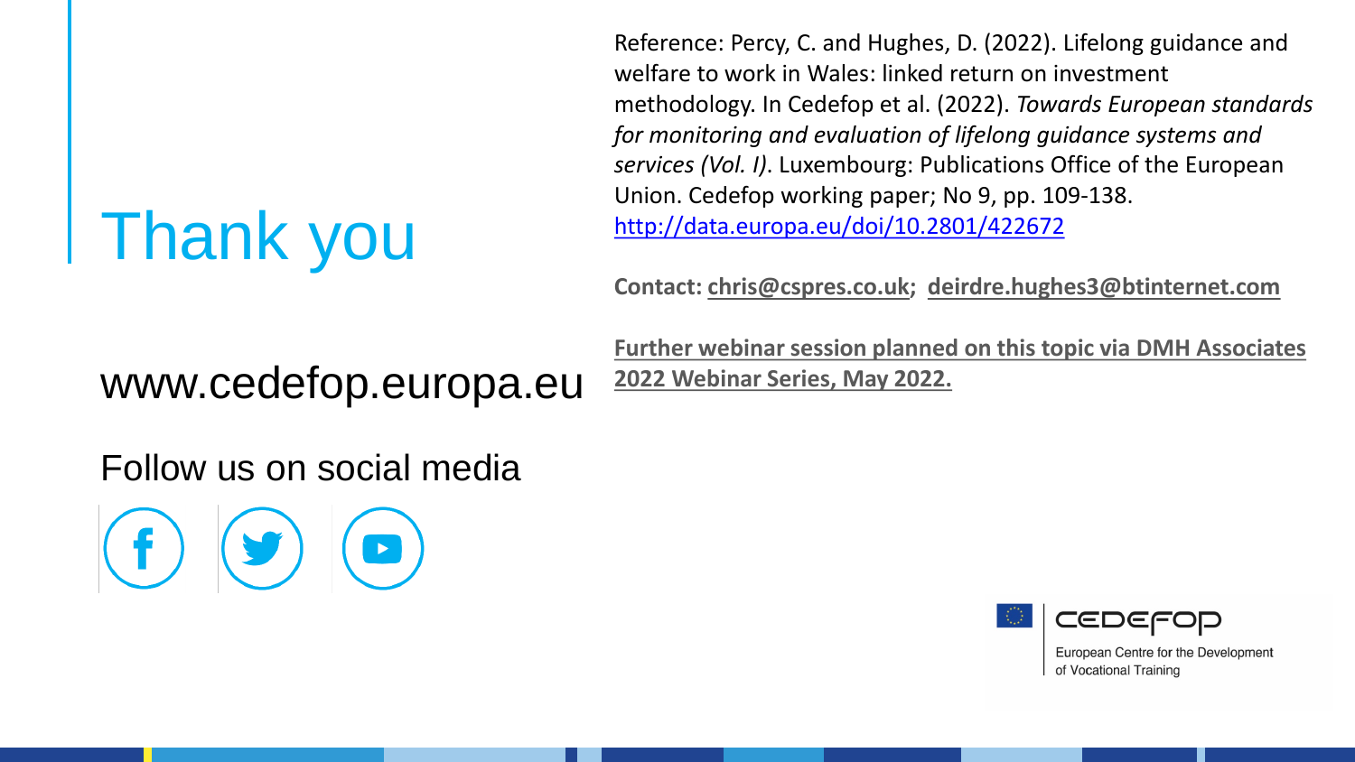# Thank you

www.cedefop.europa.eu

Follow us on social media

Reference: Percy, C. and Hughes, D. (2022). Lifelong guidance and welfare to work in Wales: linked return on investment methodology. In Cedefop et al. (2022). *Towards European standards for monitoring and evaluation of lifelong guidance systems and services (Vol. I)*. Luxembourg: Publications Office of the European Union. Cedefop working paper; No 9, pp. 109-138. http://data.europa.eu/doi/10.2801/422672

**Contact: chris@cspres.co.uk; deirdre.hughes3@btinternet.com**

**Further webinar session planned on this topic via DMH Associates 2022 Webinar Series, May 2022.**

CEDEFOP

European Centre for the Development of Vocational Training